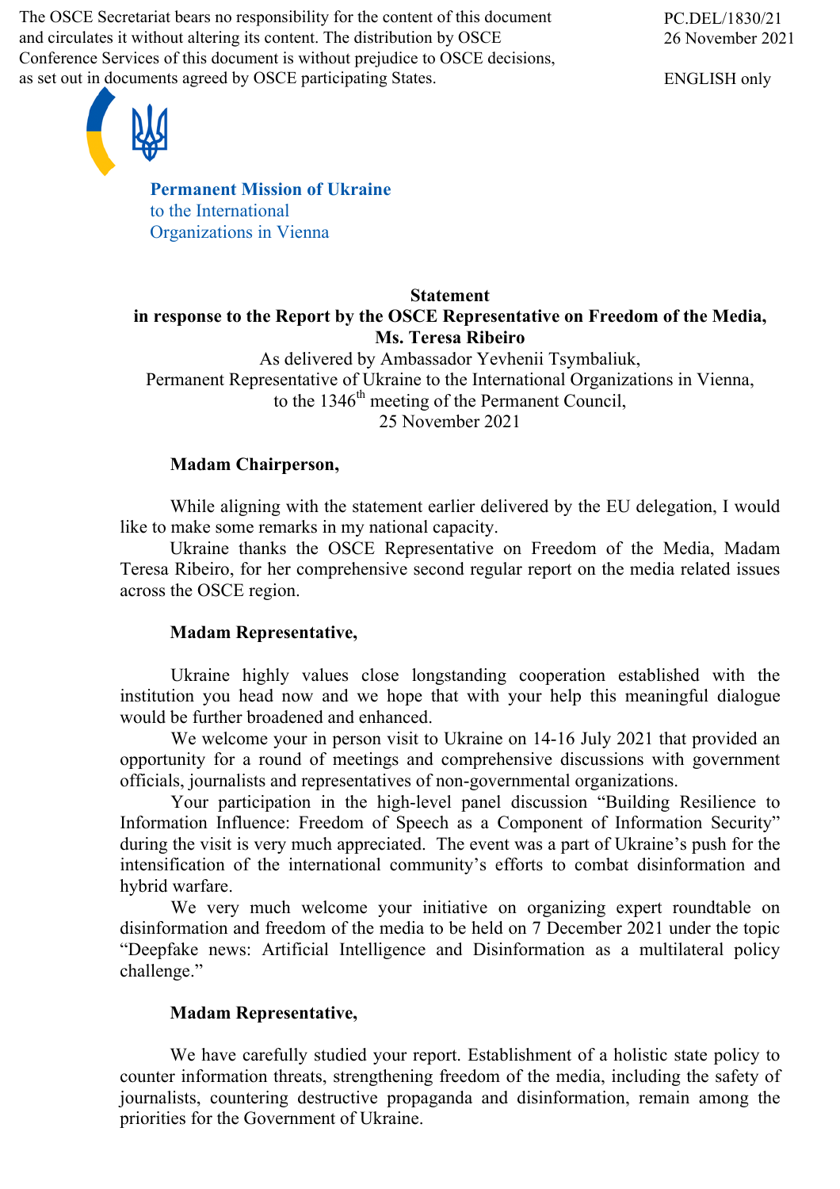The OSCE Secretariat bears no responsibility for the content of this document and circulates it without altering its content. The distribution by OSCE Conference Services of this document is without prejudice to OSCE decisions, as set out in documents agreed by OSCE participating States.

PC.DEL/1830/21
26 November 2021

ENGLISH only

**Permanent Mission of Ukraine**
to the International
Organizations in Vienna

**Statement**
**in response to the Report by the OSCE Representative on Freedom of the Media, Ms. Teresa Ribeiro**

As delivered by Ambassador Yevhenii Tsymbaliuk,
Permanent Representative of Ukraine to the International Organizations in Vienna,
to the 1346th meeting of the Permanent Council,
25 November 2021

**Madam Chairperson,**

While aligning with the statement earlier delivered by the EU delegation, I would like to make some remarks in my national capacity.

Ukraine thanks the OSCE Representative on Freedom of the Media, Madam Teresa Ribeiro, for her comprehensive second regular report on the media related issues across the OSCE region.

**Madam Representative,**

Ukraine highly values close longstanding cooperation established with the institution you head now and we hope that with your help this meaningful dialogue would be further broadened and enhanced.

We welcome your in person visit to Ukraine on 14-16 July 2021 that provided an opportunity for a round of meetings and comprehensive discussions with government officials, journalists and representatives of non-governmental organizations.

Your participation in the high-level panel discussion "Building Resilience to Information Influence: Freedom of Speech as a Component of Information Security" during the visit is very much appreciated. The event was a part of Ukraine's push for the intensification of the international community's efforts to combat disinformation and hybrid warfare.

We very much welcome your initiative on organizing expert roundtable on disinformation and freedom of the media to be held on 7 December 2021 under the topic "Deepfake news: Artificial Intelligence and Disinformation as a multilateral policy challenge."

**Madam Representative,**

We have carefully studied your report. Establishment of a holistic state policy to counter information threats, strengthening freedom of the media, including the safety of journalists, countering destructive propaganda and disinformation, remain among the priorities for the Government of Ukraine.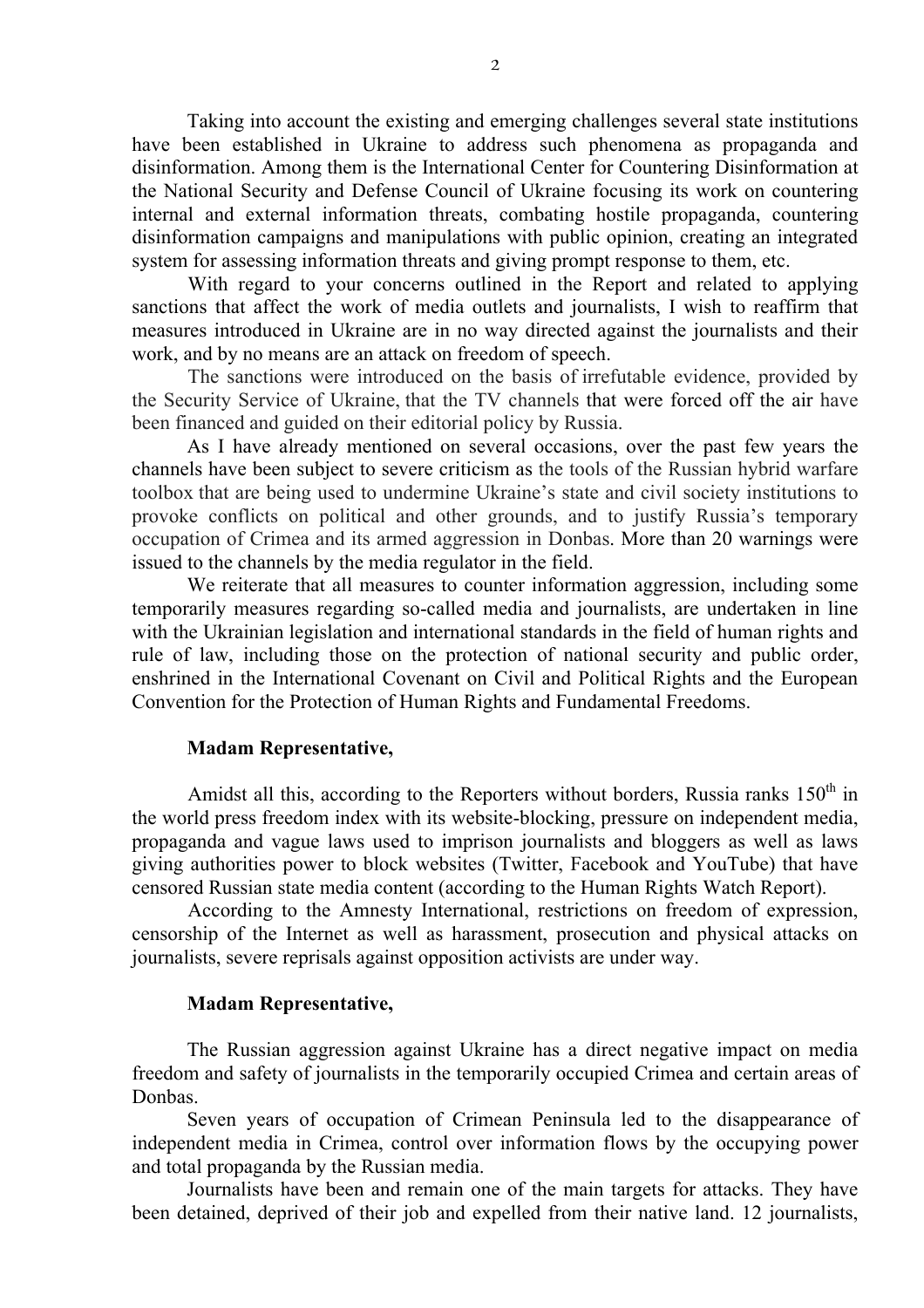Taking into account the existing and emerging challenges several state institutions have been established in Ukraine to address such phenomena as propaganda and disinformation. Among them is the International Center for Countering Disinformation at the National Security and Defense Council of Ukraine focusing its work on countering internal and external information threats, combating hostile propaganda, countering disinformation campaigns and manipulations with public opinion, creating an integrated system for assessing information threats and giving prompt response to them, etc.

With regard to your concerns outlined in the Report and related to applying sanctions that affect the work of media outlets and journalists, I wish to reaffirm that measures introduced in Ukraine are in no way directed against the journalists and their work, and by no means are an attack on freedom of speech.

The sanctions were introduced on the basis of irrefutable evidence, provided by the Security Service of Ukraine, that the TV channels that were forced off the air have been financed and guided on their editorial policy by Russia.

As I have already mentioned on several occasions, over the past few years the channels have been subject to severe criticism as the tools of the Russian hybrid warfare toolbox that are being used to undermine Ukraine's state and civil society institutions to provoke conflicts on political and other grounds, and to justify Russia's temporary occupation of Crimea and its armed aggression in Donbas. More than 20 warnings were issued to the channels by the media regulator in the field.

We reiterate that all measures to counter information aggression, including some temporarily measures regarding so-called media and journalists, are undertaken in line with the Ukrainian legislation and international standards in the field of human rights and rule of law, including those on the protection of national security and public order, enshrined in the International Covenant on Civil and Political Rights and the European Convention for the Protection of Human Rights and Fundamental Freedoms.

**Madam Representative,**

Amidst all this, according to the Reporters without borders, Russia ranks 150th in the world press freedom index with its website-blocking, pressure on independent media, propaganda and vague laws used to imprison journalists and bloggers as well as laws giving authorities power to block websites (Twitter, Facebook and YouTube) that have censored Russian state media content (according to the Human Rights Watch Report).

According to the Amnesty International, restrictions on freedom of expression, censorship of the Internet as well as harassment, prosecution and physical attacks on journalists, severe reprisals against opposition activists are under way.

**Madam Representative,**

The Russian aggression against Ukraine has a direct negative impact on media freedom and safety of journalists in the temporarily occupied Crimea and certain areas of Donbas.

Seven years of occupation of Crimean Peninsula led to the disappearance of independent media in Crimea, control over information flows by the occupying power and total propaganda by the Russian media.

Journalists have been and remain one of the main targets for attacks. They have been detained, deprived of their job and expelled from their native land. 12 journalists,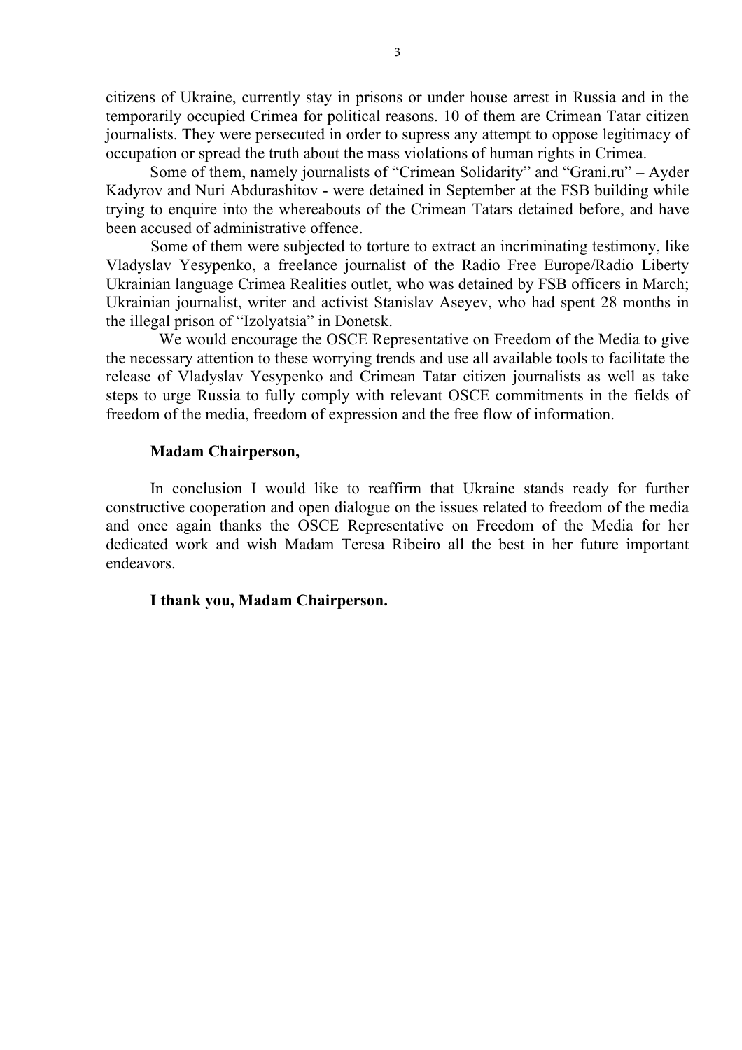citizens of Ukraine, currently stay in prisons or under house arrest in Russia and in the temporarily occupied Crimea for political reasons. 10 of them are Crimean Tatar citizen journalists. They were persecuted in order to supress any attempt to oppose legitimacy of occupation or spread the truth about the mass violations of human rights in Crimea.

Some of them, namely journalists of "Crimean Solidarity" and "Grani.ru" – Ayder Kadyrov and Nuri Abdurashitov - were detained in September at the FSB building while trying to enquire into the whereabouts of the Crimean Tatars detained before, and have been accused of administrative offence.

Some of them were subjected to torture to extract an incriminating testimony, like Vladyslav Yesypenko, a freelance journalist of the Radio Free Europe/Radio Liberty Ukrainian language Crimea Realities outlet, who was detained by FSB officers in March; Ukrainian journalist, writer and activist Stanislav Aseyev, who had spent 28 months in the illegal prison of "Izolyatsia" in Donetsk.

We would encourage the OSCE Representative on Freedom of the Media to give the necessary attention to these worrying trends and use all available tools to facilitate the release of Vladyslav Yesypenko and Crimean Tatar citizen journalists as well as take steps to urge Russia to fully comply with relevant OSCE commitments in the fields of freedom of the media, freedom of expression and the free flow of information.

**Madam Chairperson,**

In conclusion I would like to reaffirm that Ukraine stands ready for further constructive cooperation and open dialogue on the issues related to freedom of the media and once again thanks the OSCE Representative on Freedom of the Media for her dedicated work and wish Madam Teresa Ribeiro all the best in her future important endeavors.

**I thank you, Madam Chairperson.**